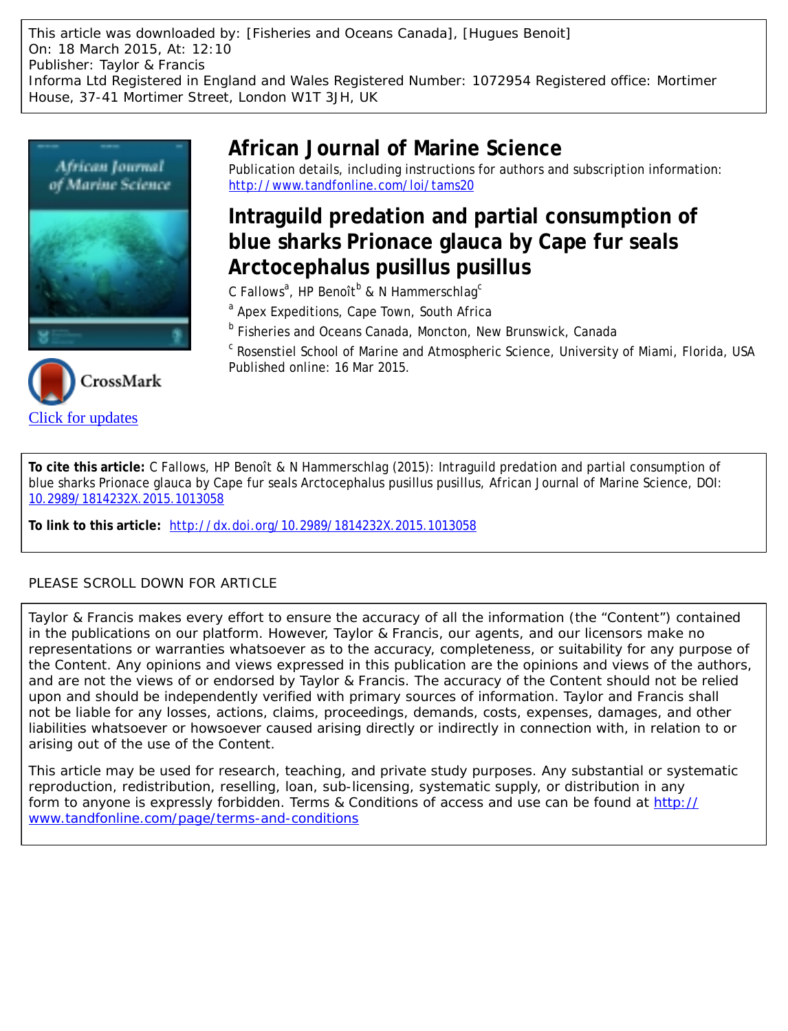This article was downloaded by: [Fisheries and Oceans Canada], [Hugues Benoit]
On: 18 March 2015, At: 12:10
Publisher: Taylor & Francis
Informa Ltd Registered in England and Wales Registered Number: 1072954 Registered office: Mortimer House, 37-41 Mortimer Street, London W1T 3JH, UK

# African Journal of Marine Science

Publication details, including instructions for authors and subscription information:
http://www.tandfonline.com/loi/tams20

## Intraguild predation and partial consumption of blue sharks Prionace glauca by Cape fur seals Arctocephalus pusillus pusillus

C Fallows[a], HP Benoît[b] & N Hammerschlag[c]

[a] Apex Expeditions, Cape Town, South Africa

[b] Fisheries and Oceans Canada, Moncton, New Brunswick, Canada

[c] Rosenstiel School of Marine and Atmospheric Science, University of Miami, Florida, USA

Published online: 16 Mar 2015.

Click for updates

**To cite this article:** C Fallows, HP Benoît & N Hammerschlag (2015): Intraguild predation and partial consumption of blue sharks Prionace glauca by Cape fur seals Arctocephalus pusillus pusillus, African Journal of Marine Science, DOI: 10.2989/1814232X.2015.1013058

**To link to this article:** http://dx.doi.org/10.2989/1814232X.2015.1013058

PLEASE SCROLL DOWN FOR ARTICLE

Taylor & Francis makes every effort to ensure the accuracy of all the information (the "Content") contained in the publications on our platform. However, Taylor & Francis, our agents, and our licensors make no representations or warranties whatsoever as to the accuracy, completeness, or suitability for any purpose of the Content. Any opinions and views expressed in this publication are the opinions and views of the authors, and are not the views of or endorsed by Taylor & Francis. The accuracy of the Content should not be relied upon and should be independently verified with primary sources of information. Taylor and Francis shall not be liable for any losses, actions, claims, proceedings, demands, costs, expenses, damages, and other liabilities whatsoever or howsoever caused arising directly or indirectly in connection with, in relation to or arising out of the use of the Content.

This article may be used for research, teaching, and private study purposes. Any substantial or systematic reproduction, redistribution, reselling, loan, sub-licensing, systematic supply, or distribution in any form to anyone is expressly forbidden. Terms & Conditions of access and use can be found at http://www.tandfonline.com/page/terms-and-conditions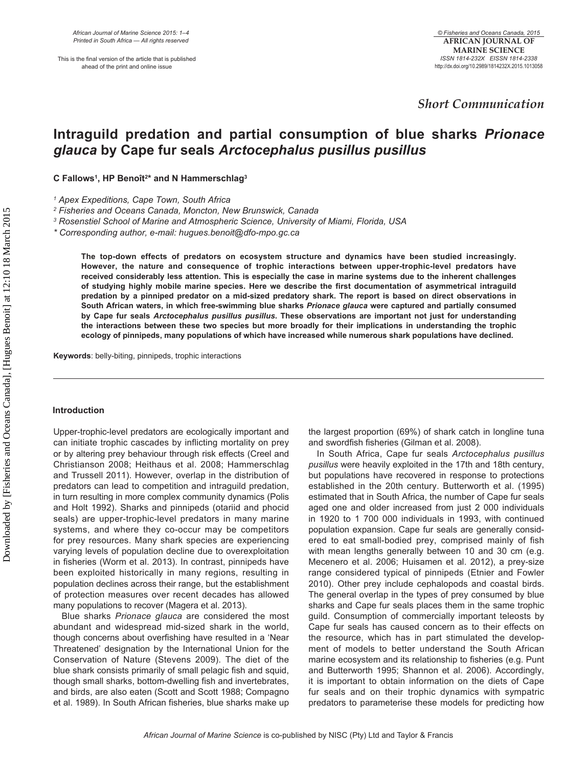## Intraguild predation and partial consumption of blue sharks *Prionace glauca* by Cape fur seals *Arctocephalus pusillus pusillus*

C Fallows[1], HP Benoît[2]* and N Hammerschlag[3]

[1] Apex Expeditions, Cape Town, South Africa
[2] Fisheries and Oceans Canada, Moncton, New Brunswick, Canada
[3] Rosenstiel School of Marine and Atmospheric Science, University of Miami, Florida, USA
* Corresponding author, e-mail: hugues.benoit@dfo-mpo.gc.ca

**The top-down effects of predators on ecosystem structure and dynamics have been studied increasingly. However, the nature and consequence of trophic interactions between upper-trophic-level predators have received considerably less attention. This is especially the case in marine systems due to the inherent challenges of studying highly mobile marine species. Here we describe the first documentation of asymmetrical intraguild predation by a pinniped predator on a mid-sized predatory shark. The report is based on direct observations in South African waters, in which free-swimming blue sharks *Prionace glauca* were captured and partially consumed by Cape fur seals *Arctocephalus pusillus pusillus*. These observations are important not just for understanding the interactions between these two species but more broadly for their implications in understanding the trophic ecology of pinnipeds, many populations of which have increased while numerous shark populations have declined.**

**Keywords**: belly-biting, pinnipeds, trophic interactions

### Introduction

Upper-trophic-level predators are ecologically important and can initiate trophic cascades by inflicting mortality on prey or by altering prey behaviour through risk effects (Creel and Christianson 2008; Heithaus et al. 2008; Hammerschlag and Trussell 2011). However, overlap in the distribution of predators can lead to competition and intraguild predation, in turn resulting in more complex community dynamics (Polis and Holt 1992). Sharks and pinnipeds (otariid and phocid seals) are upper-trophic-level predators in many marine systems, and where they co-occur may be competitors for prey resources. Many shark species are experiencing varying levels of population decline due to overexploitation in fisheries (Worm et al. 2013). In contrast, pinnipeds have been exploited historically in many regions, resulting in population declines across their range, but the establishment of protection measures over recent decades has allowed many populations to recover (Magera et al. 2013).

Blue sharks *Prionace glauca* are considered the most abundant and widespread mid-sized shark in the world, though concerns about overfishing have resulted in a 'Near Threatened' designation by the International Union for the Conservation of Nature (Stevens 2009). The diet of the blue shark consists primarily of small pelagic fish and squid, though small sharks, bottom-dwelling fish and invertebrates, and birds, are also eaten (Scott and Scott 1988; Compagno et al. 1989). In South African fisheries, blue sharks make up the largest proportion (69%) of shark catch in longline tuna and swordfish fisheries (Gilman et al. 2008).

In South Africa, Cape fur seals *Arctocephalus pusillus pusillus* were heavily exploited in the 17th and 18th century, but populations have recovered in response to protections established in the 20th century. Butterworth et al. (1995) estimated that in South Africa, the number of Cape fur seals aged one and older increased from just 2 000 individuals in 1920 to 1 700 000 individuals in 1993, with continued population expansion. Cape fur seals are generally considered to eat small-bodied prey, comprised mainly of fish with mean lengths generally between 10 and 30 cm (e.g. Mecenero et al. 2006; Huisamen et al. 2012), a prey-size range considered typical of pinnipeds (Etnier and Fowler 2010). Other prey include cephalopods and coastal birds. The general overlap in the types of prey consumed by blue sharks and Cape fur seals places them in the same trophic guild. Consumption of commercially important teleosts by Cape fur seals has caused concern as to their effects on the resource, which has in part stimulated the development of models to better understand the South African marine ecosystem and its relationship to fisheries (e.g. Punt and Butterworth 1995; Shannon et al. 2006). Accordingly, it is important to obtain information on the diets of Cape fur seals and on their trophic dynamics with sympatric predators to parameterise these models for predicting how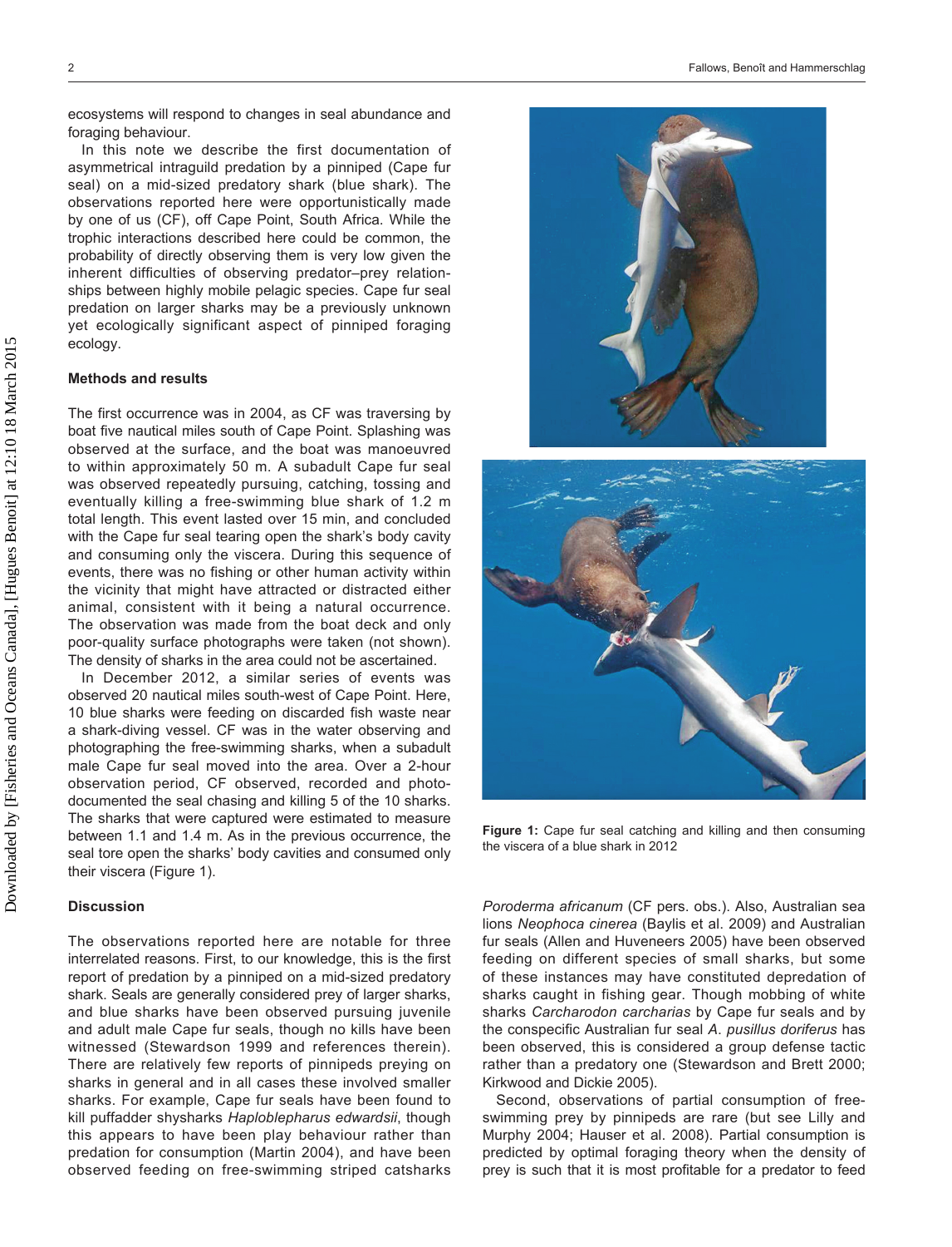ecosystems will respond to changes in seal abundance and foraging behaviour.

In this note we describe the first documentation of asymmetrical intraguild predation by a pinniped (Cape fur seal) on a mid-sized predatory shark (blue shark). The observations reported here were opportunistically made by one of us (CF), off Cape Point, South Africa. While the trophic interactions described here could be common, the probability of directly observing them is very low given the inherent difficulties of observing predator–prey relationships between highly mobile pelagic species. Cape fur seal predation on larger sharks may be a previously unknown yet ecologically significant aspect of pinniped foraging ecology.

## Methods and results

The first occurrence was in 2004, as CF was traversing by boat five nautical miles south of Cape Point. Splashing was observed at the surface, and the boat was manoeuvred to within approximately 50 m. A subadult Cape fur seal was observed repeatedly pursuing, catching, tossing and eventually killing a free-swimming blue shark of 1.2 m total length. This event lasted over 15 min, and concluded with the Cape fur seal tearing open the shark's body cavity and consuming only the viscera. During this sequence of events, there was no fishing or other human activity within the vicinity that might have attracted or distracted either animal, consistent with it being a natural occurrence. The observation was made from the boat deck and only poor-quality surface photographs were taken (not shown). The density of sharks in the area could not be ascertained.

In December 2012, a similar series of events was observed 20 nautical miles south-west of Cape Point. Here, 10 blue sharks were feeding on discarded fish waste near a shark-diving vessel. CF was in the water observing and photographing the free-swimming sharks, when a subadult male Cape fur seal moved into the area. Over a 2-hour observation period, CF observed, recorded and photo-documented the seal chasing and killing 5 of the 10 sharks. The sharks that were captured were estimated to measure between 1.1 and 1.4 m. As in the previous occurrence, the seal tore open the sharks' body cavities and consumed only their viscera (Figure 1).

**Figure 1:** Cape fur seal catching and killing and then consuming the viscera of a blue shark in 2012

## Discussion

The observations reported here are notable for three interrelated reasons. First, to our knowledge, this is the first report of predation by a pinniped on a mid-sized predatory shark. Seals are generally considered prey of larger sharks, and blue sharks have been observed pursuing juvenile and adult male Cape fur seals, though no kills have been witnessed (Stewardson 1999 and references therein). There are relatively few reports of pinnipeds preying on sharks in general and in all cases these involved smaller sharks. For example, Cape fur seals have been found to kill puffadder shysharks *Haploblepharus edwardsii*, though this appears to have been play behaviour rather than predation for consumption (Martin 2004), and have been observed feeding on free-swimming striped catsharks *Poroderma africanum* (CF pers. obs.). Also, Australian sea lions *Neophoca cinerea* (Baylis et al. 2009) and Australian fur seals (Allen and Huveneers 2005) have been observed feeding on different species of small sharks, but some of these instances may have constituted depredation of sharks caught in fishing gear. Though mobbing of white sharks *Carcharodon carcharias* by Cape fur seals and by the conspecific Australian fur seal *A. pusillus doriferus* has been observed, this is considered a group defense tactic rather than a predatory one (Stewardson and Brett 2000; Kirkwood and Dickie 2005).

Second, observations of partial consumption of free-swimming prey by pinnipeds are rare (but see Lilly and Murphy 2004; Hauser et al. 2008). Partial consumption is predicted by optimal foraging theory when the density of prey is such that it is most profitable for a predator to feed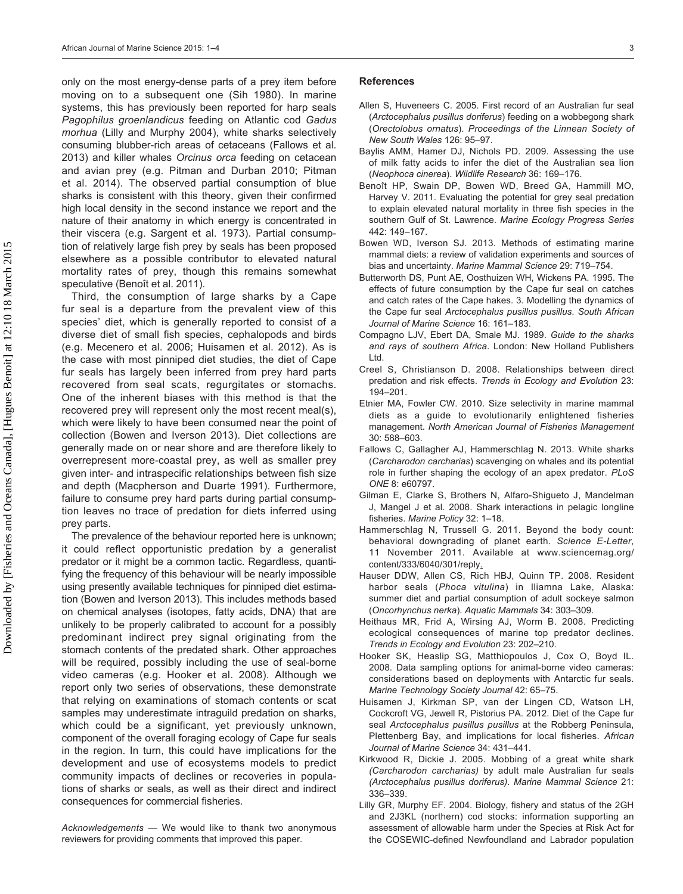only on the most energy-dense parts of a prey item before moving on to a subsequent one (Sih 1980). In marine systems, this has previously been reported for harp seals *Pagophilus groenlandicus* feeding on Atlantic cod *Gadus morhua* (Lilly and Murphy 2004), white sharks selectively consuming blubber-rich areas of cetaceans (Fallows et al. 2013) and killer whales *Orcinus orca* feeding on cetacean and avian prey (e.g. Pitman and Durban 2010; Pitman et al. 2014). The observed partial consumption of blue sharks is consistent with this theory, given their confirmed high local density in the second instance we report and the nature of their anatomy in which energy is concentrated in their viscera (e.g. Sargent et al. 1973). Partial consumption of relatively large fish prey by seals has been proposed elsewhere as a possible contributor to elevated natural mortality rates of prey, though this remains somewhat speculative (Benoît et al. 2011).

Third, the consumption of large sharks by a Cape fur seal is a departure from the prevalent view of this species' diet, which is generally reported to consist of a diverse diet of small fish species, cephalopods and birds (e.g. Mecenero et al. 2006; Huisamen et al. 2012). As is the case with most pinniped diet studies, the diet of Cape fur seals has largely been inferred from prey hard parts recovered from seal scats, regurgitates or stomachs. One of the inherent biases with this method is that the recovered prey will represent only the most recent meal(s), which were likely to have been consumed near the point of collection (Bowen and Iverson 2013). Diet collections are generally made on or near shore and are therefore likely to overrepresent more-coastal prey, as well as smaller prey given inter- and intraspecific relationships between fish size and depth (Macpherson and Duarte 1991). Furthermore, failure to consume prey hard parts during partial consumption leaves no trace of predation for diets inferred using prey parts.

The prevalence of the behaviour reported here is unknown; it could reflect opportunistic predation by a generalist predator or it might be a common tactic. Regardless, quantifying the frequency of this behaviour will be nearly impossible using presently available techniques for pinniped diet estimation (Bowen and Iverson 2013). This includes methods based on chemical analyses (isotopes, fatty acids, DNA) that are unlikely to be properly calibrated to account for a possibly predominant indirect prey signal originating from the stomach contents of the predated shark. Other approaches will be required, possibly including the use of seal-borne video cameras (e.g. Hooker et al. 2008). Although we report only two series of observations, these demonstrate that relying on examinations of stomach contents or scat samples may underestimate intraguild predation on sharks, which could be a significant, yet previously unknown, component of the overall foraging ecology of Cape fur seals in the region. In turn, this could have implications for the development and use of ecosystems models to predict community impacts of declines or recoveries in populations of sharks or seals, as well as their direct and indirect consequences for commercial fisheries.

*Acknowledgements* — We would like to thank two anonymous reviewers for providing comments that improved this paper.

## References

Allen S, Huveneers C. 2005. First record of an Australian fur seal (*Arctocephalus pusillus doriferus*) feeding on a wobbegong shark (*Orectolobus ornatus*). *Proceedings of the Linnean Society of New South Wales* 126: 95–97.

Baylis AMM, Hamer DJ, Nichols PD. 2009. Evaluating the use of milk fatty acids to infer the diet of the Australian sea lion (*Neophoca cinerea*). *Wildlife Research* 36: 169–176.

Benoît HP, Swain DP, Bowen WD, Breed GA, Hammill MO, Harvey V. 2011. Evaluating the potential for grey seal predation to explain elevated natural mortality in three fish species in the southern Gulf of St. Lawrence. *Marine Ecology Progress Series* 442: 149–167.

Bowen WD, Iverson SJ. 2013. Methods of estimating marine mammal diets: a review of validation experiments and sources of bias and uncertainty. *Marine Mammal Science* 29: 719–754.

Butterworth DS, Punt AE, Oosthuizen WH, Wickens PA. 1995. The effects of future consumption by the Cape fur seal on catches and catch rates of the Cape hakes. 3. Modelling the dynamics of the Cape fur seal *Arctocephalus pusillus pusillus*. *South African Journal of Marine Science* 16: 161–183.

Compagno LJV, Ebert DA, Smale MJ. 1989. *Guide to the sharks and rays of southern Africa*. London: New Holland Publishers Ltd.

Creel S, Christianson D. 2008. Relationships between direct predation and risk effects. *Trends in Ecology and Evolution* 23: 194–201.

Etnier MA, Fowler CW. 2010. Size selectivity in marine mammal diets as a guide to evolutionarily enlightened fisheries management. *North American Journal of Fisheries Management* 30: 588–603.

Fallows C, Gallagher AJ, Hammerschlag N. 2013. White sharks (*Carcharodon carcharias*) scavenging on whales and its potential role in further shaping the ecology of an apex predator. *PLoS ONE* 8: e60797.

Gilman E, Clarke S, Brothers N, Alfaro-Shigueto J, Mandelman J, Mangel J et al. 2008. Shark interactions in pelagic longline fisheries. *Marine Policy* 32: 1–18.

Hammerschlag N, Trussell G. 2011. Beyond the body count: behavioral downgrading of planet earth. *Science E-Letter*, 11 November 2011. Available at www.sciencemag.org/content/333/6040/301/reply.

Hauser DDW, Allen CS, Rich HBJ, Quinn TP. 2008. Resident harbor seals (*Phoca vitulina*) in Iliamna Lake, Alaska: summer diet and partial consumption of adult sockeye salmon (*Oncorhynchus nerka*). *Aquatic Mammals* 34: 303–309.

Heithaus MR, Frid A, Wirsing AJ, Worm B. 2008. Predicting ecological consequences of marine top predator declines. *Trends in Ecology and Evolution* 23: 202–210.

Hooker SK, Heaslip SG, Matthiopoulos J, Cox O, Boyd IL. 2008. Data sampling options for animal-borne video cameras: considerations based on deployments with Antarctic fur seals. *Marine Technology Society Journal* 42: 65–75.

Huisamen J, Kirkman SP, van der Lingen CD, Watson LH, Cockcroft VG, Jewell R, Pistorius PA. 2012. Diet of the Cape fur seal *Arctocephalus pusillus pusillus* at the Robberg Peninsula, Plettenberg Bay, and implications for local fisheries. *African Journal of Marine Science* 34: 431–441.

Kirkwood R, Dickie J. 2005. Mobbing of a great white shark *(Carcharodon carcharias)* by adult male Australian fur seals *(Arctocephalus pusillus doriferus)*. *Marine Mammal Science* 21: 336–339.

Lilly GR, Murphy EF. 2004. Biology, fishery and status of the 2GH and 2J3KL (northern) cod stocks: information supporting an assessment of allowable harm under the Species at Risk Act for the COSEWIC-defined Newfoundland and Labrador population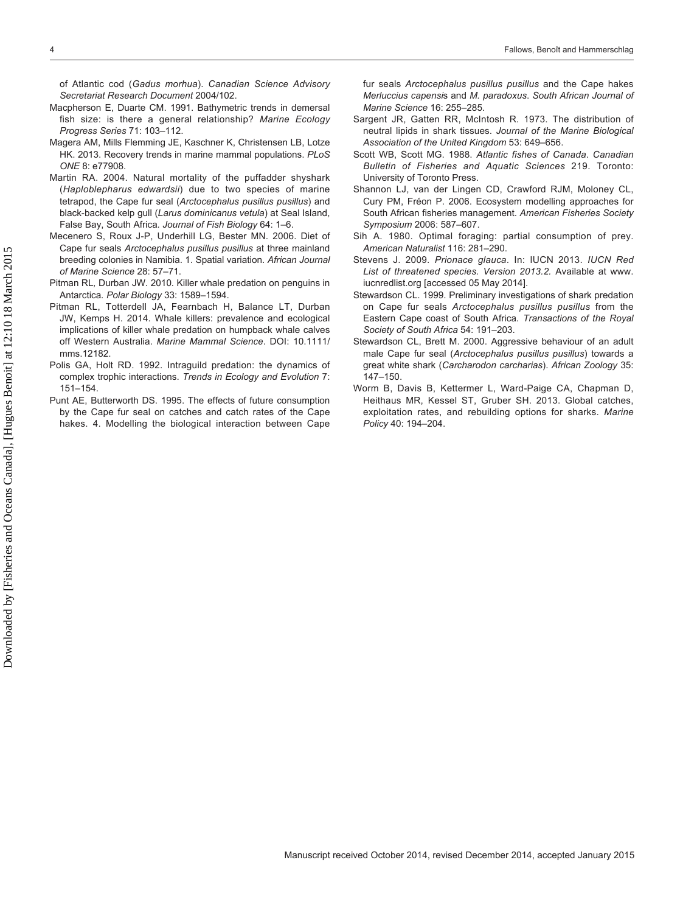of Atlantic cod (*Gadus morhua*). *Canadian Science Advisory Secretariat Research Document* 2004/102.

Macpherson E, Duarte CM. 1991. Bathymetric trends in demersal fish size: is there a general relationship? *Marine Ecology Progress Series* 71: 103–112.

Magera AM, Mills Flemming JE, Kaschner K, Christensen LB, Lotze HK. 2013. Recovery trends in marine mammal populations. *PLoS ONE* 8: e77908.

Martin RA. 2004. Natural mortality of the puffadder shyshark (*Haploblepharus edwardsii*) due to two species of marine tetrapod, the Cape fur seal (*Arctocephalus pusillus pusillus*) and black-backed kelp gull (*Larus dominicanus vetula*) at Seal Island, False Bay, South Africa. *Journal of Fish Biology* 64: 1–6.

Mecenero S, Roux J-P, Underhill LG, Bester MN. 2006. Diet of Cape fur seals *Arctocephalus pusillus pusillus* at three mainland breeding colonies in Namibia. 1. Spatial variation. *African Journal of Marine Science* 28: 57–71.

Pitman RL, Durban JW. 2010. Killer whale predation on penguins in Antarctica. *Polar Biology* 33: 1589–1594.

Pitman RL, Totterdell JA, Fearnbach H, Balance LT, Durban JW, Kemps H. 2014. Whale killers: prevalence and ecological implications of killer whale predation on humpback whale calves off Western Australia. *Marine Mammal Science*. DOI: 10.1111/mms.12182.

Polis GA, Holt RD. 1992. Intraguild predation: the dynamics of complex trophic interactions. *Trends in Ecology and Evolution* 7: 151–154.

Punt AE, Butterworth DS. 1995. The effects of future consumption by the Cape fur seal on catches and catch rates of the Cape hakes. 4. Modelling the biological interaction between Cape fur seals *Arctocephalus pusillus pusillus* and the Cape hakes *Merluccius capensis* and *M. paradoxus*. *South African Journal of Marine Science* 16: 255–285.

Sargent JR, Gatten RR, McIntosh R. 1973. The distribution of neutral lipids in shark tissues. *Journal of the Marine Biological Association of the United Kingdom* 53: 649–656.

Scott WB, Scott MG. 1988. *Atlantic fishes of Canada*. *Canadian Bulletin of Fisheries and Aquatic Sciences* 219. Toronto: University of Toronto Press.

Shannon LJ, van der Lingen CD, Crawford RJM, Moloney CL, Cury PM, Fréon P. 2006. Ecosystem modelling approaches for South African fisheries management. *American Fisheries Society Symposium* 2006: 587–607.

Sih A. 1980. Optimal foraging: partial consumption of prey. *American Naturalist* 116: 281–290.

Stevens J. 2009. *Prionace glauca*. In: IUCN 2013. *IUCN Red List of threatened species. Version 2013.2.* Available at www.iucnredlist.org [accessed 05 May 2014].

Stewardson CL. 1999. Preliminary investigations of shark predation on Cape fur seals *Arctocephalus pusillus pusillus* from the Eastern Cape coast of South Africa. *Transactions of the Royal Society of South Africa* 54: 191–203.

Stewardson CL, Brett M. 2000. Aggressive behaviour of an adult male Cape fur seal (*Arctocephalus pusillus pusillus*) towards a great white shark (*Carcharodon carcharias*). *African Zoology* 35: 147–150.

Worm B, Davis B, Kettermer L, Ward-Paige CA, Chapman D, Heithaus MR, Kessel ST, Gruber SH. 2013. Global catches, exploitation rates, and rebuilding options for sharks. *Marine Policy* 40: 194–204.

Manuscript received October 2014, revised December 2014, accepted January 2015